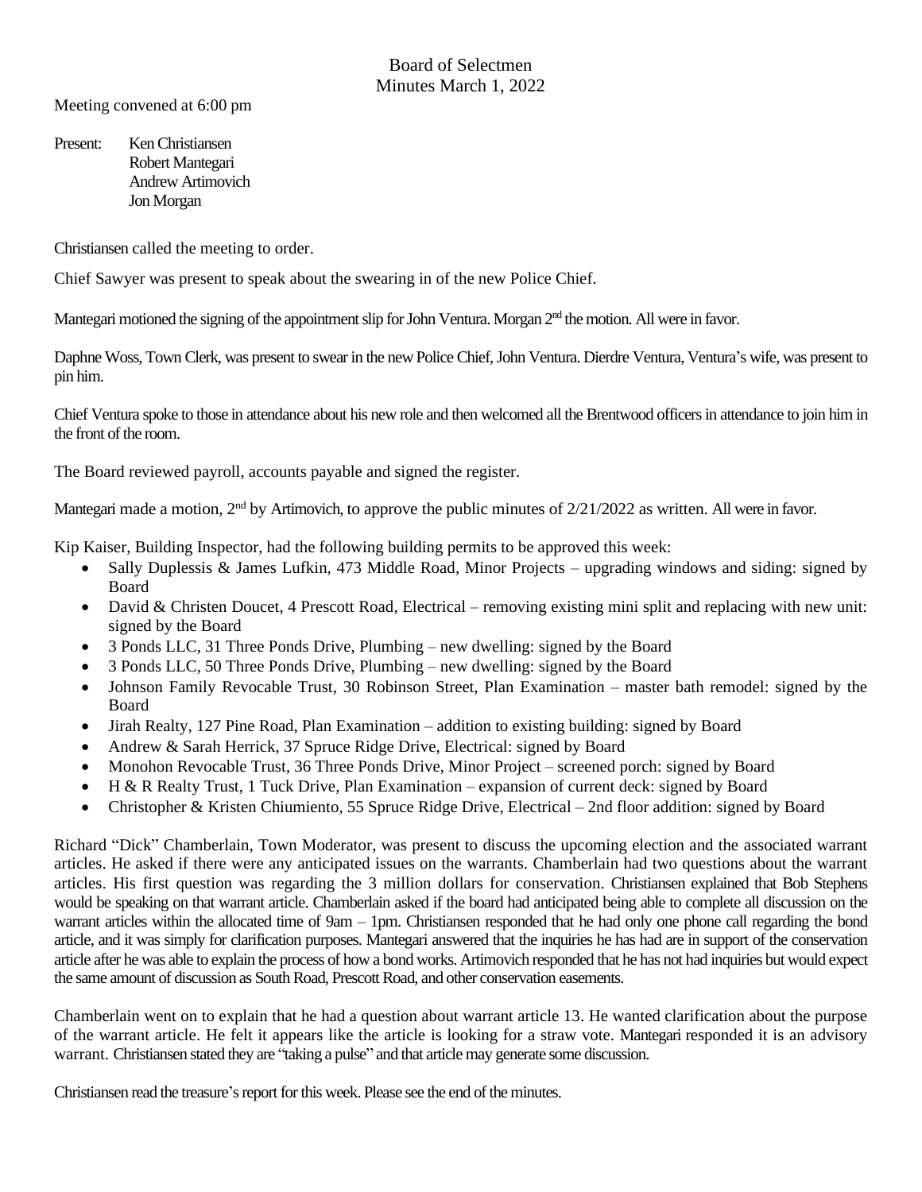Board of Selectmen
Minutes March 1, 2022

Meeting convened at 6:00 pm

Present: Ken Christiansen
Robert Mantegari
Andrew Artimovich
Jon Morgan

Christiansen called the meeting to order.

Chief Sawyer was present to speak about the swearing in of the new Police Chief.

Mantegari motioned the signing of the appointment slip for John Ventura. Morgan 2nd the motion. All were in favor.

Daphne Woss, Town Clerk, was present to swear in the new Police Chief, John Ventura. Dierdre Ventura, Ventura's wife, was present to pin him.

Chief Ventura spoke to those in attendance about his new role and then welcomed all the Brentwood officers in attendance to join him in the front of the room.

The Board reviewed payroll, accounts payable and signed the register.

Mantegari made a motion, 2nd by Artimovich, to approve the public minutes of 2/21/2022 as written. All were in favor.

Kip Kaiser, Building Inspector, had the following building permits to be approved this week:

- Sally Duplessis & James Lufkin, 473 Middle Road, Minor Projects – upgrading windows and siding: signed by Board
- David & Christen Doucet, 4 Prescott Road, Electrical – removing existing mini split and replacing with new unit: signed by the Board
- 3 Ponds LLC, 31 Three Ponds Drive, Plumbing – new dwelling: signed by the Board
- 3 Ponds LLC, 50 Three Ponds Drive, Plumbing – new dwelling: signed by the Board
- Johnson Family Revocable Trust, 30 Robinson Street, Plan Examination – master bath remodel: signed by the Board
- Jirah Realty, 127 Pine Road, Plan Examination – addition to existing building: signed by Board
- Andrew & Sarah Herrick, 37 Spruce Ridge Drive, Electrical: signed by Board
- Monohon Revocable Trust, 36 Three Ponds Drive, Minor Project – screened porch: signed by Board
- H & R Realty Trust, 1 Tuck Drive, Plan Examination – expansion of current deck: signed by Board
- Christopher & Kristen Chiumiento, 55 Spruce Ridge Drive, Electrical – 2nd floor addition: signed by Board

Richard "Dick" Chamberlain, Town Moderator, was present to discuss the upcoming election and the associated warrant articles. He asked if there were any anticipated issues on the warrants. Chamberlain had two questions about the warrant articles. His first question was regarding the 3 million dollars for conservation. Christiansen explained that Bob Stephens would be speaking on that warrant article. Chamberlain asked if the board had anticipated being able to complete all discussion on the warrant articles within the allocated time of 9am – 1pm. Christiansen responded that he had only one phone call regarding the bond article, and it was simply for clarification purposes. Mantegari answered that the inquiries he has had are in support of the conservation article after he was able to explain the process of how a bond works. Artimovich responded that he has not had inquiries but would expect the same amount of discussion as South Road, Prescott Road, and other conservation easements.

Chamberlain went on to explain that he had a question about warrant article 13. He wanted clarification about the purpose of the warrant article. He felt it appears like the article is looking for a straw vote. Mantegari responded it is an advisory warrant. Christiansen stated they are "taking a pulse" and that article may generate some discussion.

Christiansen read the treasure's report for this week. Please see the end of the minutes.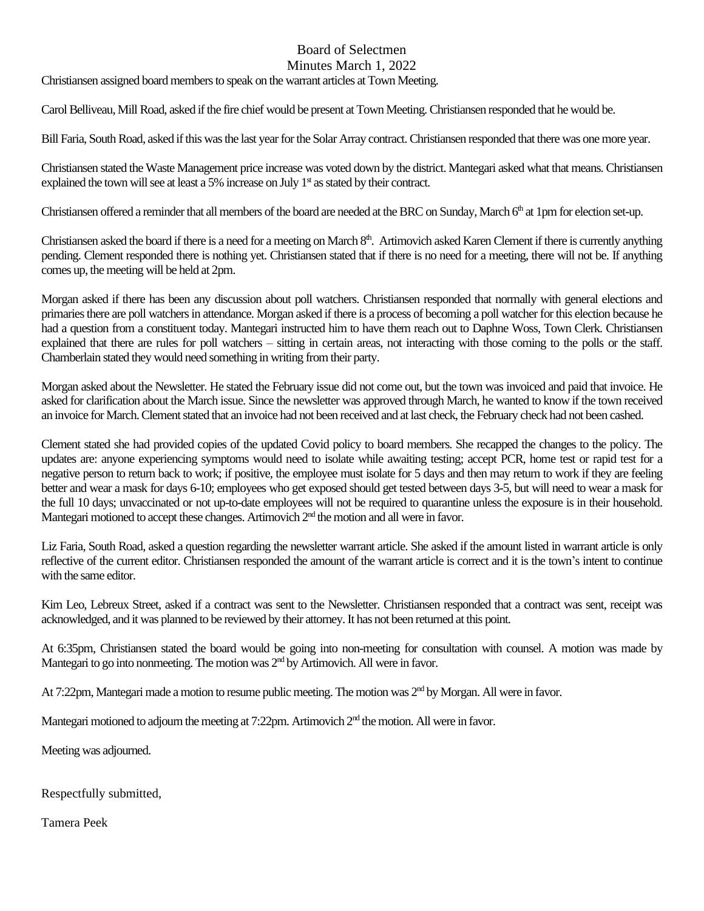Board of Selectmen
Minutes March 1, 2022

Christiansen assigned board members to speak on the warrant articles at Town Meeting.

Carol Belliveau, Mill Road, asked if the fire chief would be present at Town Meeting. Christiansen responded that he would be.

Bill Faria, South Road, asked if this was the last year for the Solar Array contract. Christiansen responded that there was one more year.

Christiansen stated the Waste Management price increase was voted down by the district. Mantegari asked what that means. Christiansen explained the town will see at least a 5% increase on July 1st as stated by their contract.

Christiansen offered a reminder that all members of the board are needed at the BRC on Sunday, March 6th at 1pm for election set-up.

Christiansen asked the board if there is a need for a meeting on March 8th. Artimovich asked Karen Clement if there is currently anything pending. Clement responded there is nothing yet. Christiansen stated that if there is no need for a meeting, there will not be. If anything comes up, the meeting will be held at 2pm.

Morgan asked if there has been any discussion about poll watchers. Christiansen responded that normally with general elections and primaries there are poll watchers in attendance. Morgan asked if there is a process of becoming a poll watcher for this election because he had a question from a constituent today. Mantegari instructed him to have them reach out to Daphne Woss, Town Clerk. Christiansen explained that there are rules for poll watchers – sitting in certain areas, not interacting with those coming to the polls or the staff. Chamberlain stated they would need something in writing from their party.

Morgan asked about the Newsletter. He stated the February issue did not come out, but the town was invoiced and paid that invoice. He asked for clarification about the March issue. Since the newsletter was approved through March, he wanted to know if the town received an invoice for March. Clement stated that an invoice had not been received and at last check, the February check had not been cashed.

Clement stated she had provided copies of the updated Covid policy to board members. She recapped the changes to the policy. The updates are: anyone experiencing symptoms would need to isolate while awaiting testing; accept PCR, home test or rapid test for a negative person to return back to work; if positive, the employee must isolate for 5 days and then may return to work if they are feeling better and wear a mask for days 6-10; employees who get exposed should get tested between days 3-5, but will need to wear a mask for the full 10 days; unvaccinated or not up-to-date employees will not be required to quarantine unless the exposure is in their household. Mantegari motioned to accept these changes. Artimovich 2nd the motion and all were in favor.

Liz Faria, South Road, asked a question regarding the newsletter warrant article. She asked if the amount listed in warrant article is only reflective of the current editor. Christiansen responded the amount of the warrant article is correct and it is the town's intent to continue with the same editor.

Kim Leo, Lebreux Street, asked if a contract was sent to the Newsletter. Christiansen responded that a contract was sent, receipt was acknowledged, and it was planned to be reviewed by their attorney. It has not been returned at this point.

At 6:35pm, Christiansen stated the board would be going into non-meeting for consultation with counsel. A motion was made by Mantegari to go into nonmeeting. The motion was 2nd by Artimovich. All were in favor.

At 7:22pm, Mantegari made a motion to resume public meeting. The motion was 2nd by Morgan. All were in favor.

Mantegari motioned to adjourn the meeting at 7:22pm. Artimovich 2nd the motion. All were in favor.

Meeting was adjourned.

Respectfully submitted,

Tamera Peek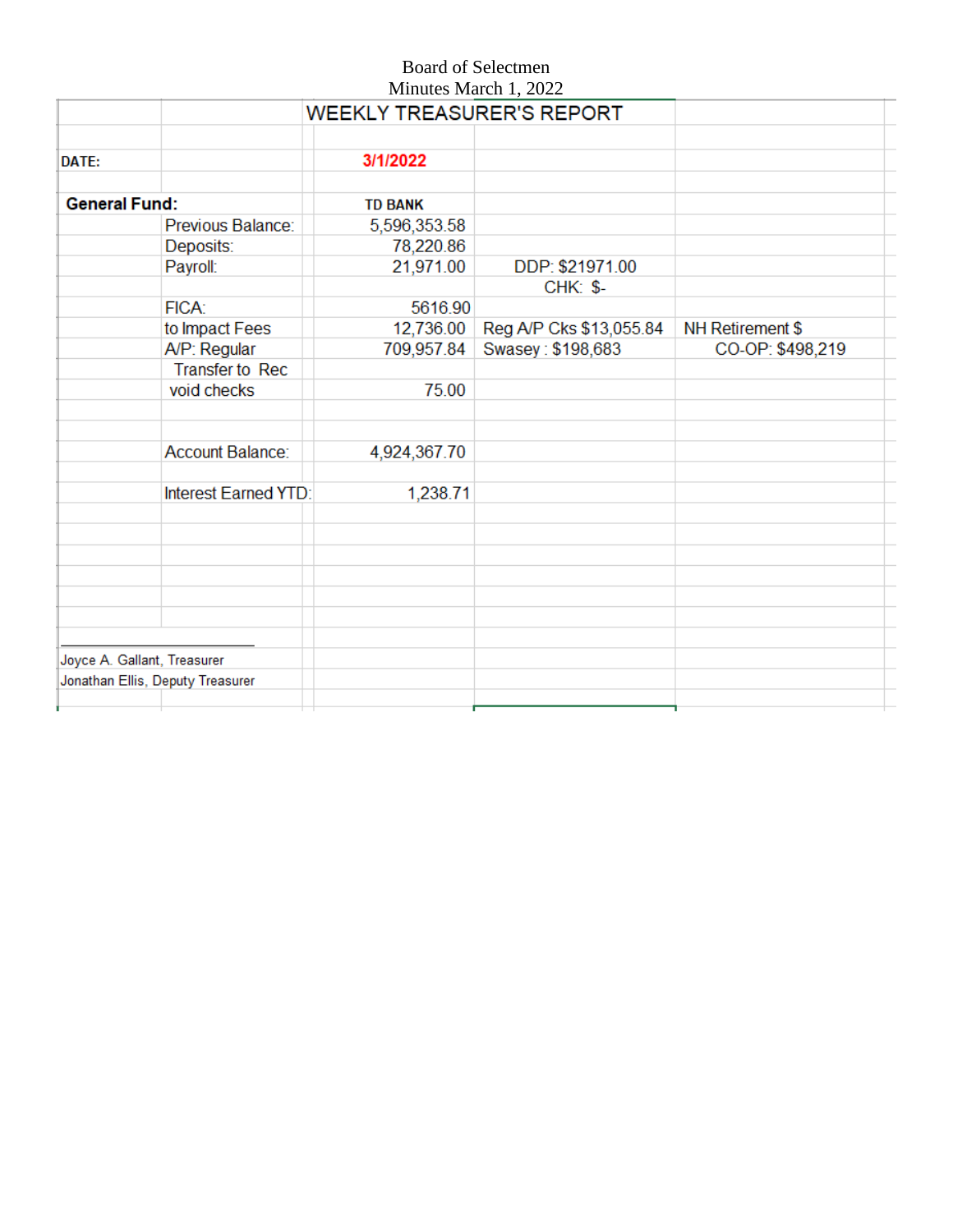Board of Selectmen
Minutes March 1, 2022

## WEEKLY TREASURER'S REPORT

| | | | | |
|---|---|---|---|---|
| **DATE:** | | **3/1/2022** | | |
| **General Fund:** | | **TD BANK** | | |
| | Previous Balance: | 5,596,353.58 | | |
| | Deposits: | 78,220.86 | | |
| | Payroll: | 21,971.00 | DDP: $21971.00 | |
| | | | CHK: $- | |
| | FICA: | 5616.90 | | |
| | to Impact Fees | 12,736.00 | Reg A/P Cks $13,055.84 | NH Retirement $ |
| | A/P: Regular | 709,957.84 | Swasey : $198,683 | CO-OP: $498,219 |
| | Transfer to Rec | | | |
| | void checks | 75.00 | | |
| | Account Balance: | 4,924,367.70 | | |
| | Interest Earned YTD: | 1,238.71 | | |

Joyce A. Gallant, Treasurer
Jonathan Ellis, Deputy Treasurer